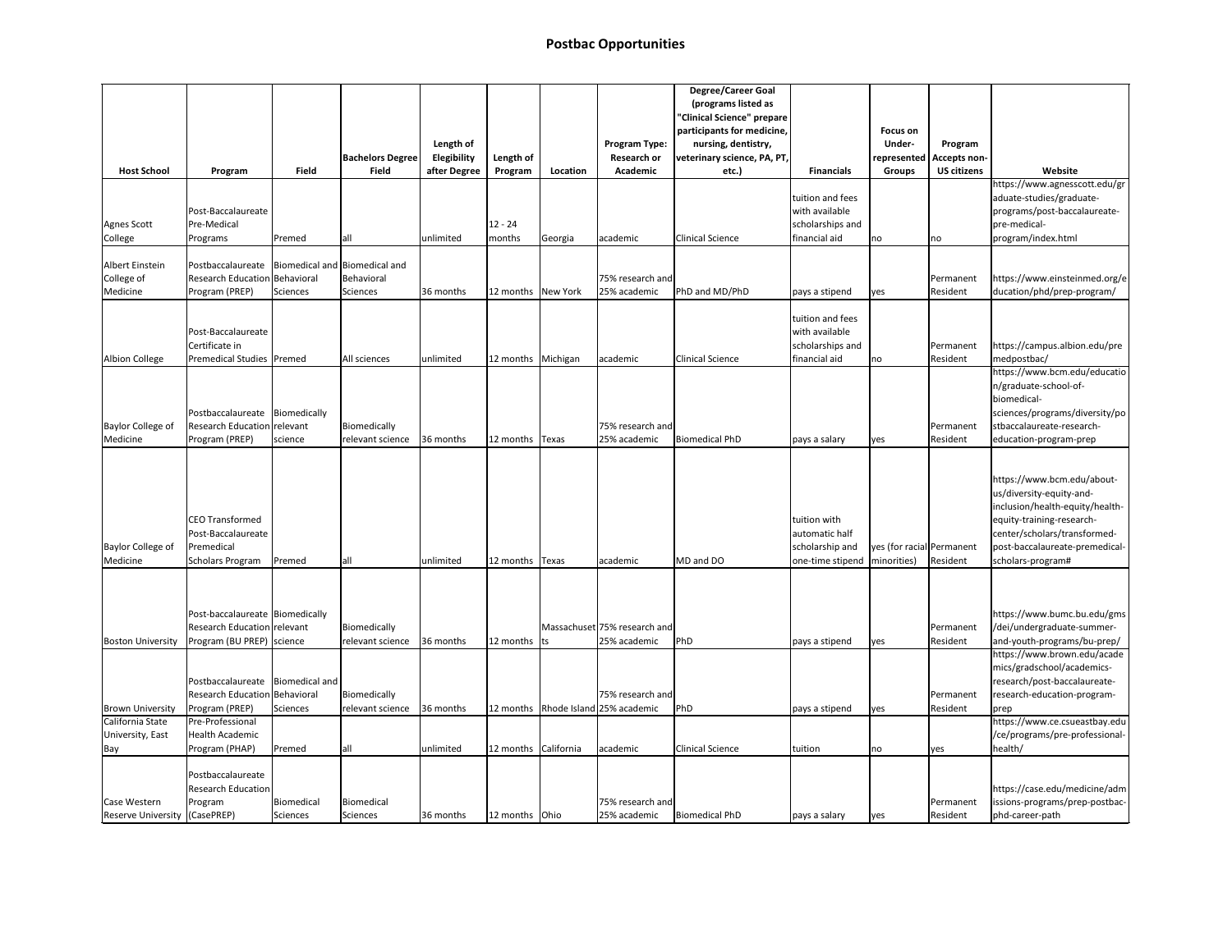# Postbac Opportunities

| Host School | Program | Field | Bachelors Degree Field | Length of Elegibility after Degree | Length of Program | Location | Program Type: Research or Academic | Degree/Career Goal (programs listed as "Clinical Science" prepare participants for medicine, nursing, dentistry, veterinary science, PA, PT, etc.) | Financials | Focus on Under-represented Groups | Program Accepts non-US citizens | Website |
|---|---|---|---|---|---|---|---|---|---|---|---|---|
| Agnes Scott College | Post-Baccalaureate Pre-Medical Programs | Premed | all | unlimited | 12 - 24 months | Georgia | academic | Clinical Science | tuition and fees with available scholarships and financial aid | no | no | https://www.agnesscott.edu/graduate-studies/graduate-programs/post-baccalaureate-pre-medical-program/index.html |
| Albert Einstein College of Medicine | Postbaccalaureate Research Education Program (PREP) | Biomedical and Behavioral Sciences | Biomedical and Behavioral Sciences | 36 months | 12 months | New York | 75% research and 25% academic | PhD and MD/PhD | pays a stipend | yes | Permanent Resident | https://www.einsteinmed.org/education/phd/prep-program/ |
| Albion College | Post-Baccalaureate Certificate in Premedical Studies | Premed | All sciences | unlimited | 12 months | Michigan | academic | Clinical Science | tuition and fees with available scholarships and financial aid | no | Permanent Resident | https://campus.albion.edu/premedpostbac/ |
| Baylor College of Medicine | Postbaccalaureate Research Education Program (PREP) | Biomedically relevant science | Biomedically relevant science | 36 months | 12 months | Texas | 75% research and 25% academic | Biomedical PhD | pays a salary | yes | Permanent Resident | https://www.bcm.edu/education/graduate-school-of-biomedical-sciences/programs/diversity/postbaccalaureate-research-education-program-prep |
| Baylor College of Medicine | CEO Transformed Post-Baccalaureate Premedical Scholars Program | Premed | all | unlimited | 12 months | Texas | academic | MD and DO | tuition with automatic half scholarship and one-time stipend | yes (for racial minorities) | Permanent Resident | https://www.bcm.edu/about-us/diversity-equity-and-inclusion/health-equity/health-equity-training-research-center/scholars/transformed-post-baccalaureate-premedical-scholars-program# |
| Boston University | Post-baccalaureate Research Education Program (BU PREP) | Biomedically relevant science | Biomedically relevant science | 36 months | 12 months | Massachusetts | 75% research and 25% academic | PhD | pays a stipend | yes | Permanent Resident | https://www.bumc.bu.edu/gms/dei/undergraduate-summer-and-youth-programs/bu-prep/ |
| Brown University | Postbaccalaureate Research Education Program (PREP) | Biomedical and Behavioral Sciences | Biomedically relevant science | 36 months | 12 months | Rhode Island | 75% research and 25% academic | PhD | pays a stipend | yes | Permanent Resident | https://www.brown.edu/academics/gradschool/academics-research/post-baccalaureate-research-education-program-prep |
| California State University, East Bay | Pre-Professional Health Academic Program (PHAP) | Premed | all | unlimited | 12 months | California | academic | Clinical Science | tuition | no | yes | https://www.ce.csueastbay.edu/ce/programs/pre-professional-health/ |
| Case Western Reserve University | Postbaccalaureate Research Education Program (CasePREP) | Biomedical Sciences | Biomedical Sciences | 36 months | 12 months | Ohio | 75% research and 25% academic | Biomedical PhD | pays a salary | yes | Permanent Resident | https://case.edu/medicine/admissions-programs/prep-postbac-phd-career-path |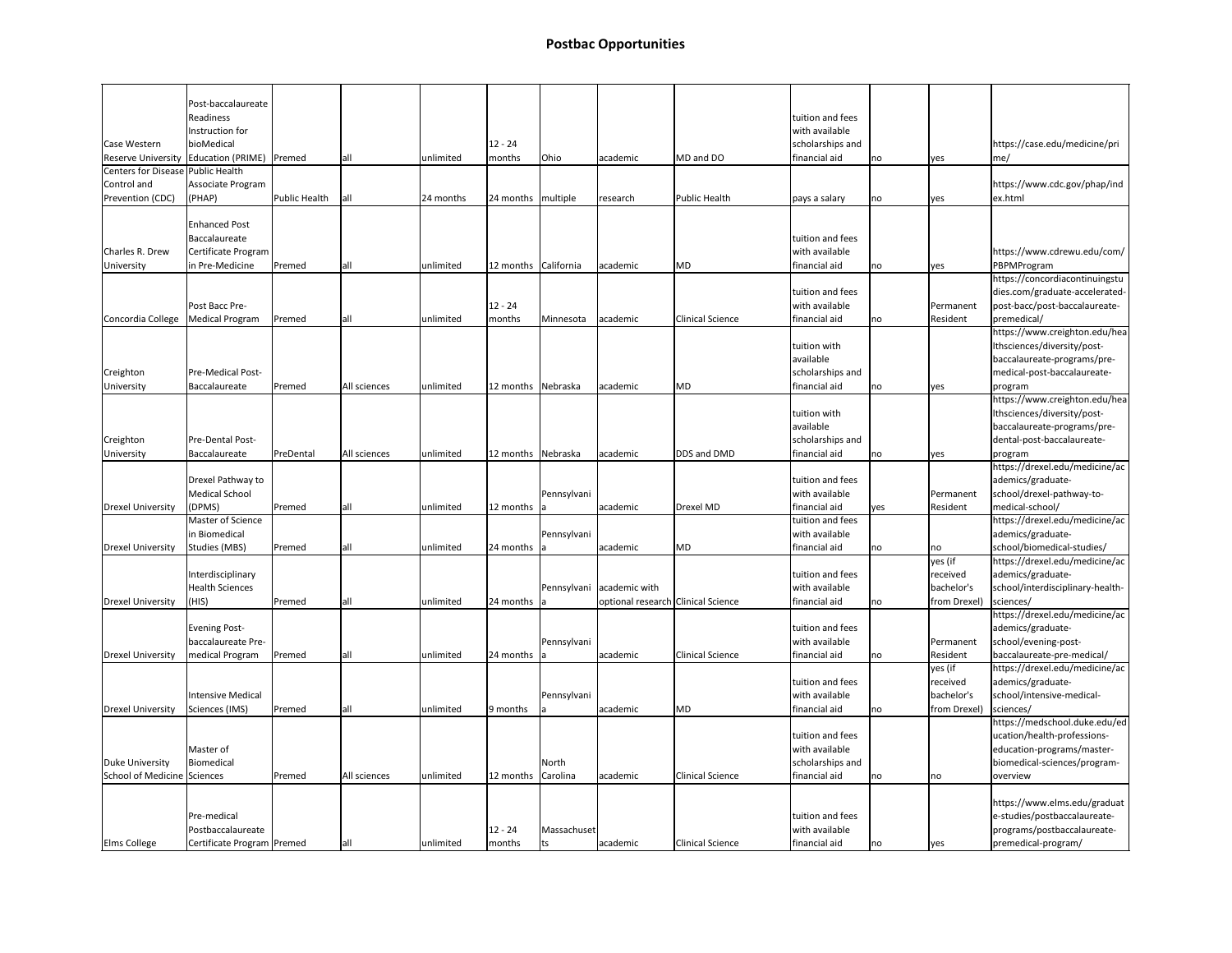## Postbac Opportunities

| | | | | | | | | | | | | |
|---|---|---|---|---|---|---|---|---|---|---|---|---|
| Case Western Reserve University | Post-baccalaureate Readiness Instruction for bioMedical Education (PRIME) | Premed | all | unlimited | 12 - 24 months | Ohio | academic | MD and DO | tuition and fees with available scholarships and financial aid | no | yes | https://case.edu/medicine/prime/ |
| Centers for Disease Control and Prevention (CDC) | Public Health Associate Program (PHAP) | Public Health | all | 24 months | 24 months | multiple | research | Public Health | pays a salary | no | yes | https://www.cdc.gov/phap/index.html |
| Charles R. Drew University | Enhanced Post Baccalaureate Certificate Program in Pre-Medicine | Premed | all | unlimited | 12 months | California | academic | MD | tuition and fees with available financial aid | no | yes | https://www.cdrewu.edu/com/PBPMProgram |
| Concordia College | Post Bacc Pre-Medical Program | Premed | all | unlimited | 12 - 24 months | Minnesota | academic | Clinical Science | tuition and fees with available financial aid | no | Permanent Resident | https://concordiacontinuingstudies.com/graduate-accelerated-post-bacc/post-baccalaureate-premedical/ |
| Creighton University | Pre-Medical Post-Baccalaureate | Premed | All sciences | unlimited | 12 months | Nebraska | academic | MD | tuition with available scholarships and financial aid | no | yes | https://www.creighton.edu/healthsciences/diversity/post-baccalaureate-programs/pre-medical-post-baccalaureate-program |
| Creighton University | Pre-Dental Post-Baccalaureate | PreDental | All sciences | unlimited | 12 months | Nebraska | academic | DDS and DMD | tuition with available scholarships and financial aid | no | yes | https://www.creighton.edu/healthsciences/diversity/post-baccalaureate-programs/pre-dental-post-baccalaureate-program |
| Drexel University | Drexel Pathway to Medical School (DPMS) | Premed | all | unlimited | 12 months | Pennsylvania | academic | Drexel MD | tuition and fees with available financial aid | yes | Permanent Resident | https://drexel.edu/medicine/academics/graduate-school/drexel-pathway-to-medical-school/ |
| Drexel University | Master of Science in Biomedical Studies (MBS) | Premed | all | unlimited | 24 months | Pennsylvania | academic | MD | tuition and fees with available financial aid | no | no | https://drexel.edu/medicine/academics/graduate-school/biomedical-studies/ |
| Drexel University | Interdisciplinary Health Sciences (HIS) | Premed | all | unlimited | 24 months | Pennsylvania | academic with optional research | Clinical Science | tuition and fees with available financial aid | no | yes (if received bachelor's from Drexel) | https://drexel.edu/medicine/academics/graduate-school/interdisciplinary-health-sciences/ |
| Drexel University | Evening Post-baccalaureate Pre-medical Program | Premed | all | unlimited | 24 months | Pennsylvania | academic | Clinical Science | tuition and fees with available financial aid | no | Permanent Resident | https://drexel.edu/medicine/academics/graduate-school/evening-post-baccalaureate-pre-medical/ |
| Drexel University | Intensive Medical Sciences (IMS) | Premed | all | unlimited | 9 months | Pennsylvania | academic | MD | tuition and fees with available financial aid | no | yes (if received bachelor's from Drexel) | https://drexel.edu/medicine/academics/graduate-school/intensive-medical-sciences/ |
| Duke University School of Medicine | Master of Biomedical Sciences | Premed | All sciences | unlimited | 12 months | North Carolina | academic | Clinical Science | tuition and fees with available scholarships and financial aid | no | no | https://medschool.duke.edu/education/health-professions-education-programs/master-biomedical-sciences/program-overview |
| Elms College | Pre-medical Postbaccalaureate Certificate Program | Premed | all | unlimited | 12 - 24 months | Massachusetts | academic | Clinical Science | tuition and fees with available financial aid | no | yes | https://www.elms.edu/graduate-studies/postbaccalaureate-programs/postbaccalaureate-premedical-program/ |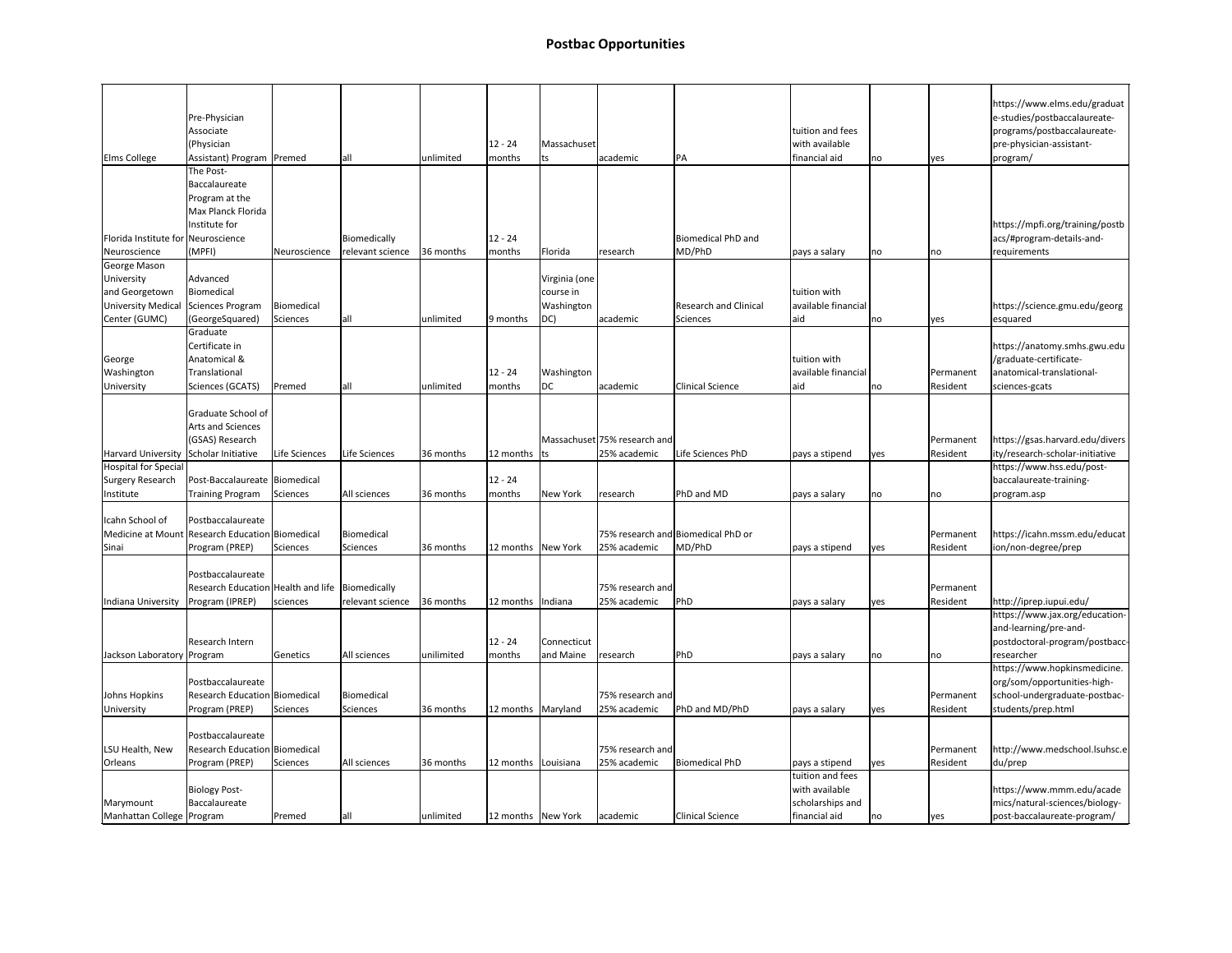# Postbac Opportunities

| | | | | | | | | | | | | |
|---|---|---|---|---|---|---|---|---|---|---|---|---|
| Elms College | Pre-Physician Associate (Physician Assistant) Program | Premed | all | unlimited | 12 - 24 months | Massachusetts | academic | PA | tuition and fees with available financial aid | no | yes | https://www.elms.edu/graduate-studies/postbaccalaureate-programs/postbaccalaureate-pre-physician-assistant-program/ |
| Florida Institute for Neuroscience | The Post-Baccalaureate Program at the Max Planck Florida Institute for Neuroscience (MPFI) | Neuroscience | Biomedically relevant science | 36 months | 12 - 24 months | Florida | research | Biomedical PhD and MD/PhD | pays a salary | no | no | https://mpfi.org/training/postbacs/#program-details-and-requirements |
| George Mason University and Georgetown University Medical Center (GUMC) | Advanced Biomedical Sciences Program (GeorgeSquared) | Biomedical Sciences | all | unlimited | 9 months | Virginia (one course in Washington DC) | academic | Research and Clinical Sciences | tuition with available financial aid | no | yes | https://science.gmu.edu/georgesquared |
| George Washington University | Graduate Certificate in Anatomical & Translational Sciences (GCATS) | Premed | all | unlimited | 12 - 24 months | Washington DC | academic | Clinical Science | tuition with available financial aid | no | Permanent Resident | https://anatomy.smhs.gwu.edu/graduate-certificate-anatomical-translational-sciences-gcats |
| Harvard University | Graduate School of Arts and Sciences (GSAS) Research Scholar Initiative | Life Sciences | Life Sciences | 36 months | 12 months | Massachusetts | 75% research and 25% academic | Life Sciences PhD | pays a stipend | yes | Permanent Resident | https://gsas.harvard.edu/diversity/research-scholar-initiative |
| Hospital for Special Surgery Research Institute | Post-Baccalaureate Training Program | Biomedical Sciences | All sciences | 36 months | 12 - 24 months | New York | research | PhD and MD | pays a salary | no | no | https://www.hss.edu/post-baccalaureate-training-program.asp |
| Icahn School of Medicine at Mount Sinai | Postbaccalaureate Research Education Program (PREP) | Biomedical Sciences | Biomedical Sciences | 36 months | 12 months | New York | 75% research and 25% academic | Biomedical PhD or MD/PhD | pays a stipend | yes | Permanent Resident | https://icahn.mssm.edu/education/non-degree/prep |
| Indiana University | Postbaccalaureate Research Education Program (IPREP) | Health and life sciences | Biomedically relevant science | 36 months | 12 months | Indiana | 75% research and 25% academic | PhD | pays a salary | yes | Permanent Resident | http://iprep.iupui.edu/ |
| Jackson Laboratory | Research Intern Program | Genetics | All sciences | unilimited | 12 - 24 months | Connecticut and Maine | research | PhD | pays a salary | no | no | https://www.jax.org/education-and-learning/pre-and-postdoctoral-program/postbacc-researcher |
| Johns Hopkins University | Postbaccalaureate Research Education Program (PREP) | Biomedical Sciences | Biomedical Sciences | 36 months | 12 months | Maryland | 75% research and 25% academic | PhD and MD/PhD | pays a salary | yes | Permanent Resident | https://www.hopkinsmedicine.org/som/opportunities-high-school-undergraduate-postbac-students/prep.html |
| LSU Health, New Orleans | Postbaccalaureate Research Education Program (PREP) | Biomedical Sciences | All sciences | 36 months | 12 months | Louisiana | 75% research and 25% academic | Biomedical PhD | pays a stipend | yes | Permanent Resident | http://www.medschool.lsuhsc.edu/prep |
| Marymount Manhattan College | Biology Post-Baccalaureate Program | Premed | all | unlimited | 12 months | New York | academic | Clinical Science | tuition and fees with available scholarships and financial aid | no | yes | https://www.mmm.edu/academics/natural-sciences/biology-post-baccalaureate-program/ |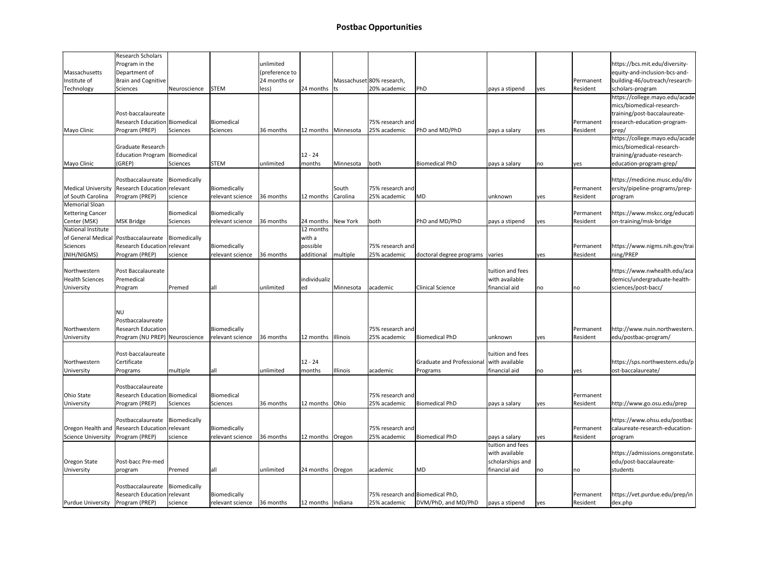## Postbac Opportunities

| | | | | | | | | | | | | |
|---|---|---|---|---|---|---|---|---|---|---|---|---|
| Massachusetts Institute of Technology | Research Scholars Program in the Department of Brain and Cognitive Sciences | Neuroscience | STEM | unlimited (preference to 24 months or less) | 24 months | Massachusetts | 80% research, 20% academic | PhD | pays a stipend | yes | Permanent Resident | https://bcs.mit.edu/diversity-equity-and-inclusion-bcs-and-building-46/outreach/research-scholars-program |
| Mayo Clinic | Post-baccalaureate Research Education Program (PREP) | Biomedical Sciences | Biomedical Sciences | 36 months | 12 months | Minnesota | 75% research and 25% academic | PhD and MD/PhD | pays a salary | yes | Permanent Resident | https://college.mayo.edu/academics/biomedical-research-training/post-baccalaureate-research-education-program-prep/ |
| Mayo Clinic | Graduate Research Education Program (GREP) | Biomedical Sciences | STEM | unlimited | 12 - 24 months | Minnesota | both | Biomedical PhD | pays a salary | no | yes | https://college.mayo.edu/academics/biomedical-research-training/graduate-research-education-program-grep/ |
| Medical University of South Carolina | Postbaccalaureate Research Education Program (PREP) | Biomedically relevant science | Biomedically relevant science | 36 months | 12 months | South Carolina | 75% research and 25% academic | MD | unknown | yes | Permanent Resident | https://medicine.musc.edu/diversity/pipeline-programs/prep-program |
| Memorial Sloan Kettering Cancer Center (MSK) | MSK Bridge | Biomedical Sciences | Biomedically relevant science | 36 months | 24 months | New York | both | PhD and MD/PhD | pays a stipend | yes | Permanent Resident | https://www.mskcc.org/education-training/msk-bridge |
| National Institute of General Medical Sciences (NIH/NIGMS) | Postbaccalaureate Research Education Program (PREP) | Biomedically relevant science | Biomedically relevant science | 36 months | 12 months with a possible additional | multiple | 75% research and 25% academic | doctoral degree programs | varies | yes | Permanent Resident | https://www.nigms.nih.gov/training/PREP |
| Northwestern Health Sciences University | Post Baccalaureate Premedical Program | Premed | all | unlimited | individualized | Minnesota | academic | Clinical Science | tuition and fees with available financial aid | no | no | https://www.nwhealth.edu/academics/undergraduate-health-sciences/post-bacc/ |
| Northwestern University | NU Postbaccalaureate Research Education Program (NU PREP) | Neuroscience | Biomedically relevant science | 36 months | 12 months | Illinois | 75% research and 25% academic | Biomedical PhD | unknown | yes | Permanent Resident | http://www.nuin.northwestern.edu/postbac-program/ |
| Northwestern University | Post-baccalaureate Certificate Programs | multiple | all | unlimited | 12 - 24 months | Illinois | academic | Graduate and Professional Programs | tuition and fees with available financial aid | no | yes | https://sps.northwestern.edu/post-baccalaureate/ |
| Ohio State University | Postbaccalaureate Research Education Program (PREP) | Biomedical Sciences | Biomedical Sciences | 36 months | 12 months | Ohio | 75% research and 25% academic | Biomedical PhD | pays a salary | yes | Permanent Resident | http://www.go.osu.edu/prep |
| Oregon Health and Science University | Postbaccalaureate Research Education Program (PREP) | Biomedically relevant science | Biomedically relevant science | 36 months | 12 months | Oregon | 75% research and 25% academic | Biomedical PhD | pays a salary | yes | Permanent Resident | https://www.ohsu.edu/postbaccalaureate-research-education-program |
| Oregon State University | Post-bacc Pre-med program | Premed | all | unlimited | 24 months | Oregon | academic | MD | tuition and fees with available scholarships and financial aid | no | no | https://admissions.oregonstate.edu/post-baccalaureate-students |
| Purdue University | Postbaccalaureate Research Education Program (PREP) | Biomedically relevant science | Biomedically relevant science | 36 months | 12 months | Indiana | 75% research and 25% academic | Biomedical PhD, DVM/PhD, and MD/PhD | pays a stipend | yes | Permanent Resident | https://vet.purdue.edu/prep/index.php |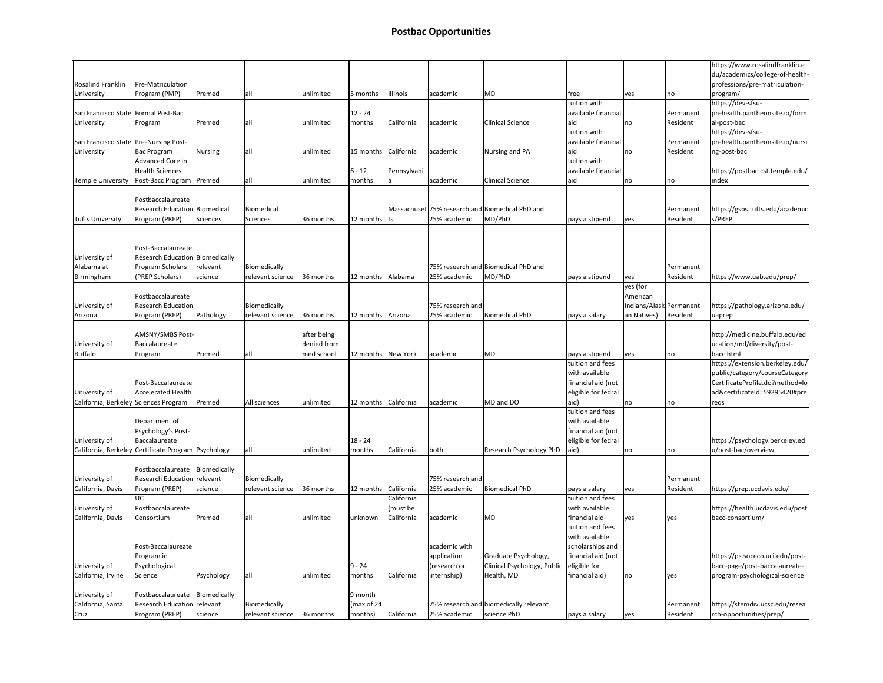# Postbac Opportunities

| | | | | | | | | | | | | |
|---|---|---|---|---|---|---|---|---|---|---|---|---|
| Rosalind Franklin University | Pre-Matriculation Program (PMP) | Premed | all | unlimited | 5 months | Illinois | academic | MD | free | yes | no | https://www.rosalindfranklin.edu/academics/college-of-health-professions/pre-matriculation-program/ |
| San Francisco State University | Formal Post-Bac Program | Premed | all | unlimited | 12 - 24 months | California | academic | Clinical Science | tuition with available financial aid | no | Permanent Resident | https://dev-sfsu-prehealth.pantheonsite.io/formal-post-bac |
| San Francisco State University | Pre-Nursing Post-Bac Program | Nursing | all | unlimited | 15 months | California | academic | Nursing and PA | tuition with available financial aid | no | Permanent Resident | https://dev-sfsu-prehealth.pantheonsite.io/nursing-post-bac |
| Temple University | Advanced Core in Health Sciences Post-Bacc Program | Premed | all | unlimited | 6 - 12 months | Pennsylvania | academic | Clinical Science | tuition with available financial aid | no | no | https://postbac.cst.temple.edu/index |
| Tufts University | Postbaccalaureate Research Education Program (PREP) | Biomedical Sciences | Biomedical Sciences | 36 months | 12 months | Massachusetts | 75% research and 25% academic | Biomedical PhD and MD/PhD | pays a stipend | yes | Permanent Resident | https://gsbs.tufts.edu/academics/PREP |
| University of Alabama at Birmingham | Post-Baccalaureate Research Education Program Scholars (PREP Scholars) | Biomedically relevant science | Biomedically relevant science | 36 months | 12 months | Alabama | 75% research and 25% academic | Biomedical PhD and MD/PhD | pays a stipend | yes | Permanent Resident | https://www.uab.edu/prep/ |
| University of Arizona | Postbaccalaureate Research Education Program (PREP) | Pathology | Biomedically relevant science | 36 months | 12 months | Arizona | 75% research and 25% academic | Biomedical PhD | pays a salary | yes (for American Indians/Alaskan Natives) | Permanent Resident | https://pathology.arizona.edu/uaprep |
| University of Buffalo | AMSNY/SMBS Post-Baccalaureate Program | Premed | all | after being denied from med school | 12 months | New York | academic | MD | pays a stipend | yes | no | http://medicine.buffalo.edu/education/md/diversity/post-bacc.html |
| University of California, Berkeley | Post-Baccalaureate Accelerated Health Sciences Program | Premed | All sciences | unlimited | 12 months | California | academic | MD and DO | tuition and fees with available financial aid (not eligible for fedral aid) | no | no | https://extension.berkeley.edu/public/category/courseCategoryCertificateProfile.do?method=load&certificateId=59295420#prereqs |
| University of California, Berkeley | Department of Psychology's Post-Baccalaureate Certificate Program | Psychology | all | unlimited | 18 - 24 months | California | both | Research Psychology PhD | tuition and fees with available financial aid (not eligible for fedral aid) | no | no | https://psychology.berkeley.edu/post-bac/overview |
| University of California, Davis | Postbaccalaureate Research Education Program (PREP) | Biomedically relevant science | Biomedically relevant science | 36 months | 12 months | California | 75% research and 25% academic | Biomedical PhD | pays a salary | yes | Permanent Resident | https://prep.ucdavis.edu/ |
| University of California, Davis | UC Postbaccalaureate Consortium | Premed | all | unlimited | unknown | California (must be California | academic | MD | tuition and fees with available financial aid | yes | yes | https://health.ucdavis.edu/postbacc-consortium/ |
| University of California, Irvine | Post-Baccalaureate Program in Psychological Science | Psychology | all | unlimited | 9 - 24 months | California | academic with application (research or internship) | Graduate Psychology, Clinical Psychology, Public Health, MD | tuition and fees with available scholarships and financial aid (not eligible for financial aid) | no | yes | https://ps.soceco.uci.edu/post-bacc-page/post-baccalaureate-program-psychological-science |
| University of California, Santa Cruz | Postbaccalaureate Research Education Program (PREP) | Biomedically relevant science | Biomedically relevant science | 36 months | 9 month (max of 24 months) | California | 75% research and 25% academic | biomedically relevant science PhD | pays a salary | yes | Permanent Resident | https://stemdiv.ucsc.edu/research-opportunities/prep/ |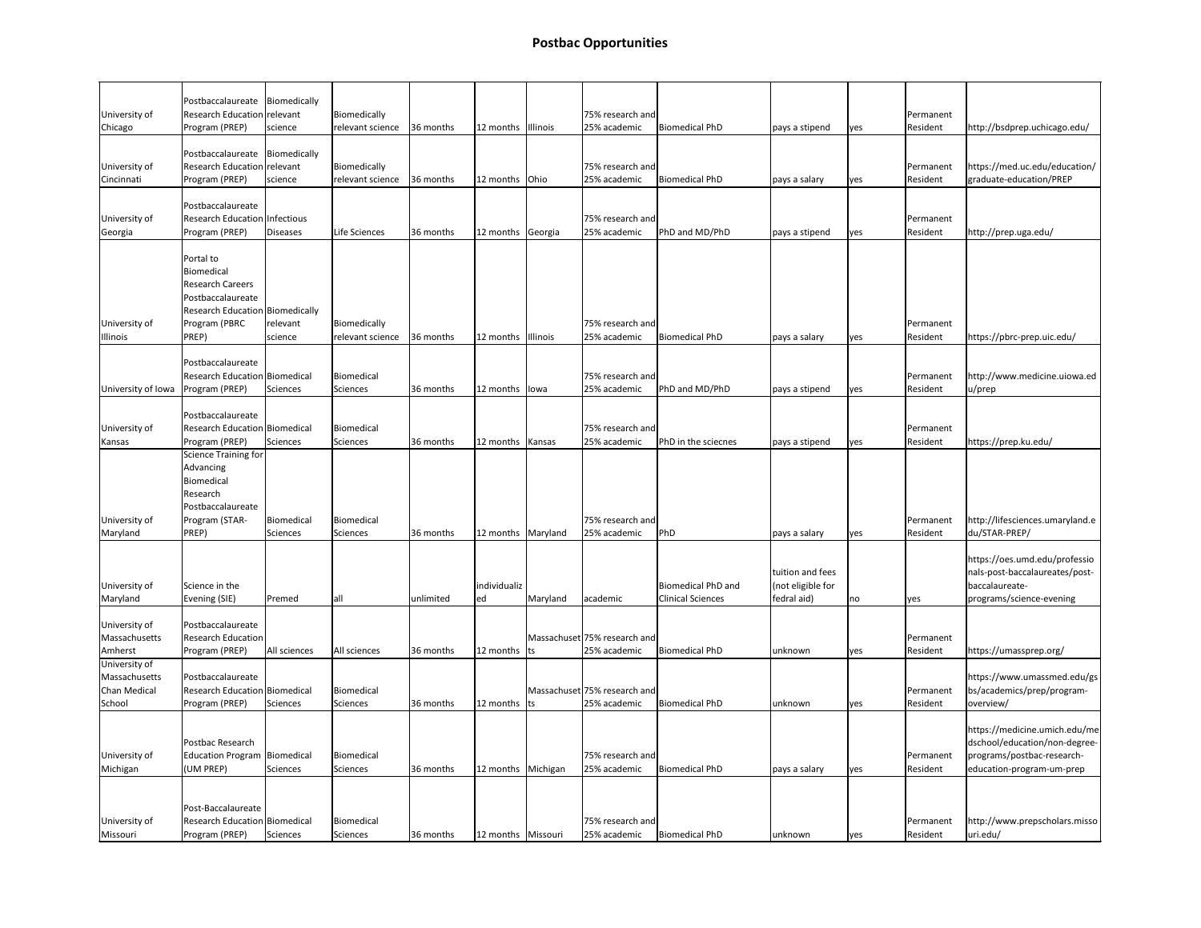# Postbac Opportunities

| | | | | | | | | | | | | |
|---|---|---|---|---|---|---|---|---|---|---|---|---|
| University of Chicago | Postbaccalaureate Research Education Program (PREP) | Biomedically relevant science | Biomedically relevant science | 36 months | 12 months | Illinois | 75% research and 25% academic | Biomedical PhD | pays a stipend | yes | Permanent Resident | http://bsdprep.uchicago.edu/ |
| University of Cincinnati | Postbaccalaureate Research Education Program (PREP) | Biomedically relevant science | Biomedically relevant science | 36 months | 12 months | Ohio | 75% research and 25% academic | Biomedical PhD | pays a salary | yes | Permanent Resident | https://med.uc.edu/education/graduate-education/PREP |
| University of Georgia | Postbaccalaureate Research Education Program (PREP) | Infectious Diseases | Life Sciences | 36 months | 12 months | Georgia | 75% research and 25% academic | PhD and MD/PhD | pays a stipend | yes | Permanent Resident | http://prep.uga.edu/ |
| University of Illinois | Portal to Biomedical Research Careers Postbaccalaureate Research Education Program (PBRC PREP) | Biomedically relevant science | Biomedically relevant science | 36 months | 12 months | Illinois | 75% research and 25% academic | Biomedical PhD | pays a salary | yes | Permanent Resident | https://pbrc-prep.uic.edu/ |
| University of Iowa | Postbaccalaureate Research Education Program (PREP) | Biomedical Sciences | Biomedical Sciences | 36 months | 12 months | Iowa | 75% research and 25% academic | PhD and MD/PhD | pays a stipend | yes | Permanent Resident | http://www.medicine.uiowa.edu/prep |
| University of Kansas | Postbaccalaureate Research Education Program (PREP) | Biomedical Sciences | Biomedical Sciences | 36 months | 12 months | Kansas | 75% research and 25% academic | PhD in the sciecnes | pays a stipend | yes | Permanent Resident | https://prep.ku.edu/ |
| University of Maryland | Science Training for Advancing Biomedical Research Postbaccalaureate Program (STAR-PREP) | Biomedical Sciences | Biomedical Sciences | 36 months | 12 months | Maryland | 75% research and 25% academic | PhD | pays a salary | yes | Permanent Resident | http://lifesciences.umaryland.edu/STAR-PREP/ |
| University of Maryland | Science in the Evening (SIE) | Premed | all | unlimited | individualized | Maryland | academic | Biomedical PhD and Clinical Sciences | tuition and fees (not eligible for fedral aid) | no | yes | https://oes.umd.edu/professionals-post-baccalaureates/post-baccalaureate-programs/science-evening |
| University of Massachusetts Amherst | Postbaccalaureate Research Education Program (PREP) | All sciences | All sciences | 36 months | 12 months | Massachusetts | 75% research and 25% academic | Biomedical PhD | unknown | yes | Permanent Resident | https://umassprep.org/ |
| University of Massachusetts Chan Medical School | Postbaccalaureate Research Education Program (PREP) | Biomedical Sciences | Biomedical Sciences | 36 months | 12 months | Massachusetts | 75% research and 25% academic | Biomedical PhD | unknown | yes | Permanent Resident | https://www.umassmed.edu/gsbs/academics/prep/program-overview/ |
| University of Michigan | Postbac Research Education Program (UM PREP) | Biomedical Sciences | Biomedical Sciences | 36 months | 12 months | Michigan | 75% research and 25% academic | Biomedical PhD | pays a salary | yes | Permanent Resident | https://medicine.umich.edu/medschool/education/non-degree-programs/postbac-research-education-program-um-prep |
| University of Missouri | Post-Baccalaureate Research Education Program (PREP) | Biomedical Sciences | Biomedical Sciences | 36 months | 12 months | Missouri | 75% research and 25% academic | Biomedical PhD | unknown | yes | Permanent Resident | http://www.prepscholars.missouri.edu/ |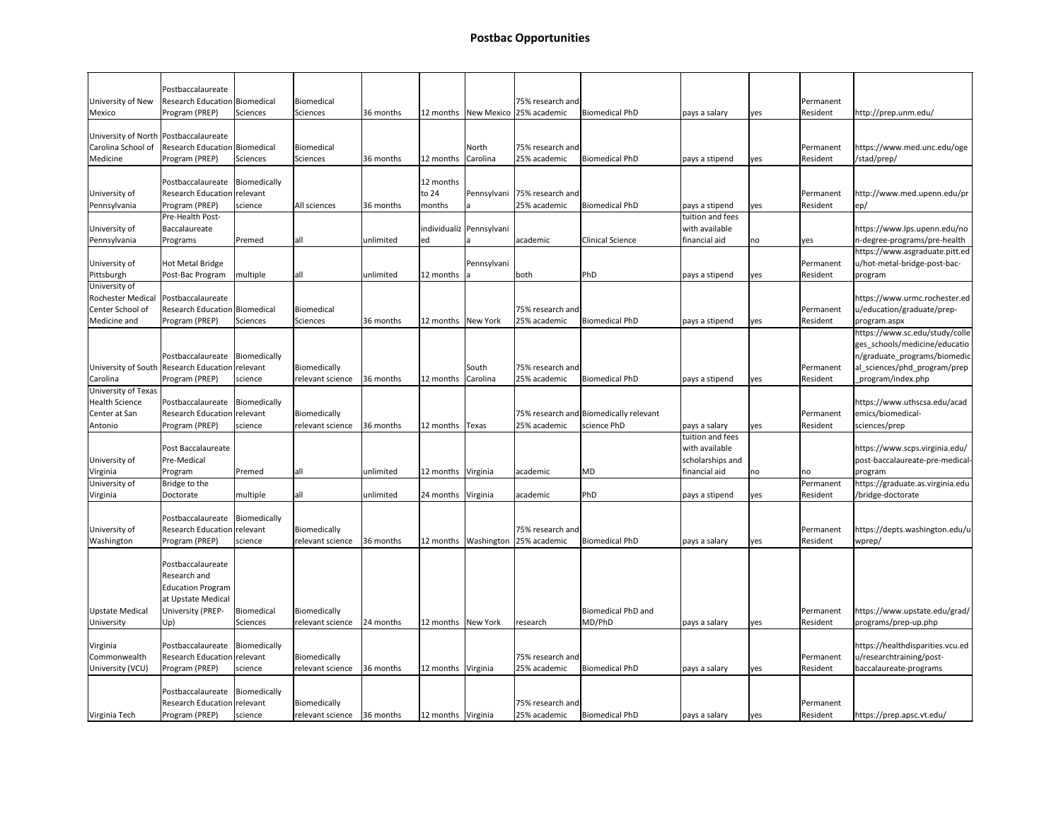# Postbac Opportunities

| | | | | | | | | | | | | |
|---|---|---|---|---|---|---|---|---|---|---|---|---|
| University of New Mexico | Postbaccalaureate Research Education Program (PREP) | Biomedical Sciences | Biomedical Sciences | 36 months | 12 months | New Mexico | 75% research and 25% academic | Biomedical PhD | pays a salary | yes | Permanent Resident | http://prep.unm.edu/ |
| University of North Carolina School of Medicine | Postbaccalaureate Research Education Program (PREP) | Biomedical Sciences | Biomedical Sciences | 36 months | 12 months | North Carolina | 75% research and 25% academic | Biomedical PhD | pays a stipend | yes | Permanent Resident | https://www.med.unc.edu/oge/stad/prep/ |
| University of Pennsylvania | Postbaccalaureate Research Education Program (PREP) | Biomedically relevant science | All sciences | 36 months | 12 months to 24 months | Pennsylvania | 75% research and 25% academic | Biomedical PhD | pays a stipend | yes | Permanent Resident | http://www.med.upenn.edu/prep/ |
| University of Pennsylvania | Pre-Health Post-Baccalaureate Programs | Premed | all | unlimited | individualized | Pennsylvania | academic | Clinical Science | tuition and fees with available financial aid | no | yes | https://www.lps.upenn.edu/non-degree-programs/pre-health |
| University of Pittsburgh | Hot Metal Bridge Post-Bac Program | multiple | all | unlimited | 12 months | Pennsylvania | both | PhD | pays a stipend | yes | Permanent Resident | https://www.asgraduate.pitt.edu/hot-metal-bridge-post-bac-program |
| University of Rochester Medical Center School of Medicine and | Postbaccalaureate Research Education Program (PREP) | Biomedical Sciences | Biomedical Sciences | 36 months | 12 months | New York | 75% research and 25% academic | Biomedical PhD | pays a stipend | yes | Permanent Resident | https://www.urmc.rochester.edu/education/graduate/prep-program.aspx |
| University of South Carolina | Postbaccalaureate Research Education Program (PREP) | Biomedically relevant science | Biomedically relevant science | 36 months | 12 months | South Carolina | 75% research and 25% academic | Biomedical PhD | pays a stipend | yes | Permanent Resident | https://www.sc.edu/study/colleges_schools/medicine/education/graduate_programs/biomedical_sciences/phd_program/prep_program/index.php |
| University of Texas Health Science Center at San Antonio | Postbaccalaureate Research Education Program (PREP) | Biomedically relevant science | Biomedically relevant science | 36 months | 12 months | Texas | 75% research and 25% academic | Biomedically relevant science PhD | pays a salary | yes | Permanent Resident | https://www.uthscsa.edu/academics/biomedical-sciences/prep |
| University of Virginia | Post Baccalaureate Pre-Medical Program | Premed | all | unlimited | 12 months | Virginia | academic | MD | tuition and fees with available scholarships and financial aid | no | no | https://www.scps.virginia.edu/post-baccalaureate-pre-medical-program |
| University of Virginia | Bridge to the Doctorate | multiple | all | unlimited | 24 months | Virginia | academic | PhD | pays a stipend | yes | Permanent Resident | https://graduate.as.virginia.edu/bridge-doctorate |
| University of Washington | Postbaccalaureate Research Education Program (PREP) | Biomedically relevant science | Biomedically relevant science | 36 months | 12 months | Washington | 75% research and 25% academic | Biomedical PhD | pays a salary | yes | Permanent Resident | https://depts.washington.edu/uwprep/ |
| Upstate Medical University | Postbaccalaureate Research and Education Program at Upstate Medical University (PREP-Up) | Biomedical Sciences | Biomedically relevant science | 24 months | 12 months | New York | research | Biomedical PhD and MD/PhD | pays a salary | yes | Permanent Resident | https://www.upstate.edu/grad/programs/prep-up.php |
| Virginia Commonwealth University (VCU) | Postbaccalaureate Research Education Program (PREP) | Biomedically relevant science | Biomedically relevant science | 36 months | 12 months | Virginia | 75% research and 25% academic | Biomedical PhD | pays a salary | yes | Permanent Resident | https://healthdisparities.vcu.edu/researchtraining/post-baccalaureate-programs |
| Virginia Tech | Postbaccalaureate Research Education Program (PREP) | Biomedically relevant science | Biomedically relevant science | 36 months | 12 months | Virginia | 75% research and 25% academic | Biomedical PhD | pays a salary | yes | Permanent Resident | https://prep.apsc.vt.edu/ |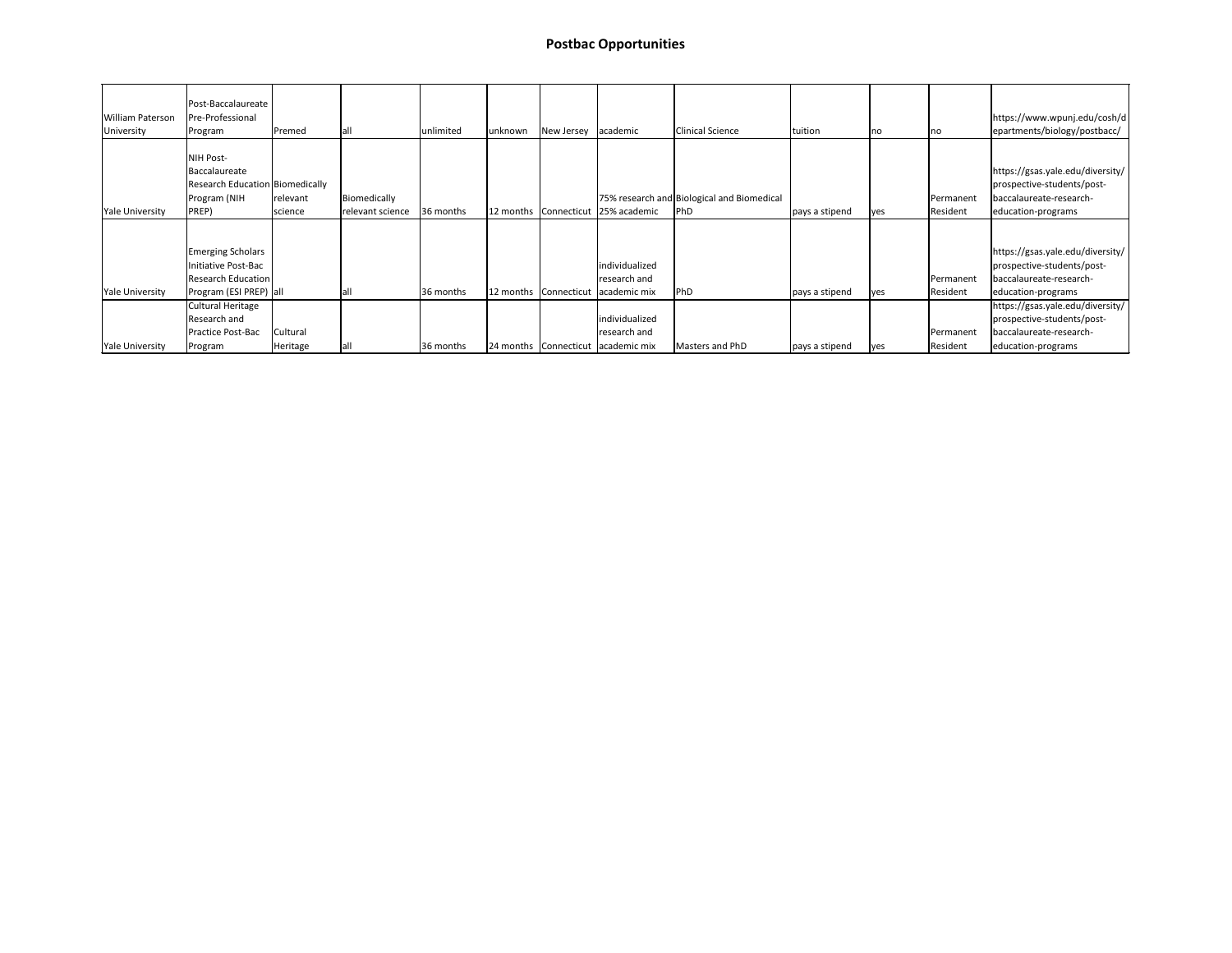**Postbac Opportunities**

| | | | | | | | | | | | | |
|---|---|---|---|---|---|---|---|---|---|---|---|---|
| William Paterson University | Post-Baccalaureate Pre-Professional Program | Premed | all | unlimited | unknown | New Jersey | academic | Clinical Science | tuition | no | no | https://www.wpunj.edu/cosh/departments/biology/postbacc/ |
| Yale University | NIH Post-Baccalaureate Research Education Program (NIH PREP) | Biomedically relevant science | Biomedically relevant science | 36 months | 12 months | Connecticut | 75% research and 25% academic | Biological and Biomedical PhD | pays a stipend | yes | Permanent Resident | https://gsas.yale.edu/diversity/prospective-students/post-baccalaureate-research-education-programs |
| Yale University | Emerging Scholars Initiative Post-Bac Research Education Program (ESI PREP) | all | all | 36 months | 12 months | Connecticut | individualized research and academic mix | PhD | pays a stipend | yes | Permanent Resident | https://gsas.yale.edu/diversity/prospective-students/post-baccalaureate-research-education-programs |
| Yale University | Cultural Heritage Research and Practice Post-Bac Program | Cultural Heritage | all | 36 months | 24 months | Connecticut | individualized research and academic mix | Masters and PhD | pays a stipend | yes | Permanent Resident | https://gsas.yale.edu/diversity/prospective-students/post-baccalaureate-research-education-programs |